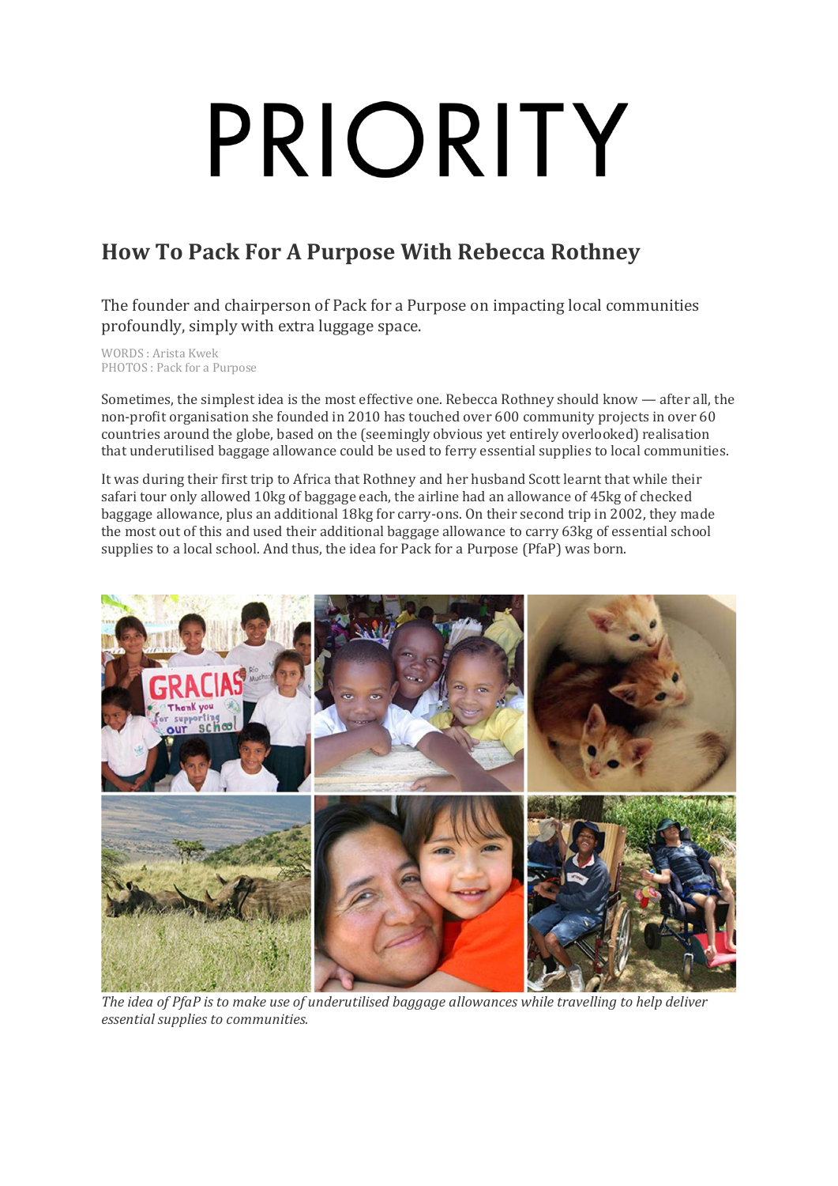# PRIORITY

## How To Pack For A Purpose With Rebecca Rothney

The founder and chairperson of Pack for a Purpose on impacting local communities profoundly, simply with extra luggage space.

WORDS : Arista Kwek
PHOTOS : Pack for a Purpose

Sometimes, the simplest idea is the most effective one. Rebecca Rothney should know — after all, the non-profit organisation she founded in 2010 has touched over 600 community projects in over 60 countries around the globe, based on the (seemingly obvious yet entirely overlooked) realisation that underutilised baggage allowance could be used to ferry essential supplies to local communities.

It was during their first trip to Africa that Rothney and her husband Scott learnt that while their safari tour only allowed 10kg of baggage each, the airline had an allowance of 45kg of checked baggage allowance, plus an additional 18kg for carry-ons. On their second trip in 2002, they made the most out of this and used their additional baggage allowance to carry 63kg of essential school supplies to a local school. And thus, the idea for Pack for a Purpose (PfaP) was born.

*The idea of PfaP is to make use of underutilised baggage allowances while travelling to help deliver essential supplies to communities.*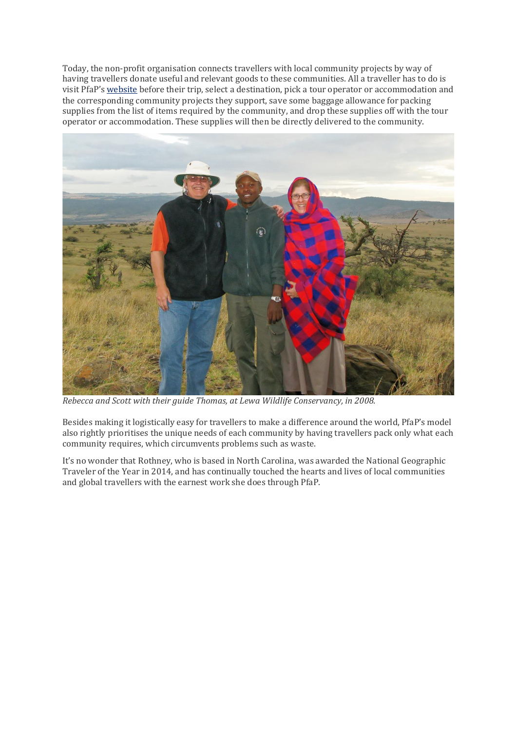Today, the non-profit organisation connects travellers with local community projects by way of having travellers donate useful and relevant goods to these communities. All a traveller has to do is visit PfaP's website before their trip, select a destination, pick a tour operator or accommodation and the corresponding community projects they support, save some baggage allowance for packing supplies from the list of items required by the community, and drop these supplies off with the tour operator or accommodation. These supplies will then be directly delivered to the community.

*Rebecca and Scott with their guide Thomas, at Lewa Wildlife Conservancy, in 2008.*

Besides making it logistically easy for travellers to make a difference around the world, PfaP's model also rightly prioritises the unique needs of each community by having travellers pack only what each community requires, which circumvents problems such as waste.

It's no wonder that Rothney, who is based in North Carolina, was awarded the National Geographic Traveler of the Year in 2014, and has continually touched the hearts and lives of local communities and global travellers with the earnest work she does through PfaP.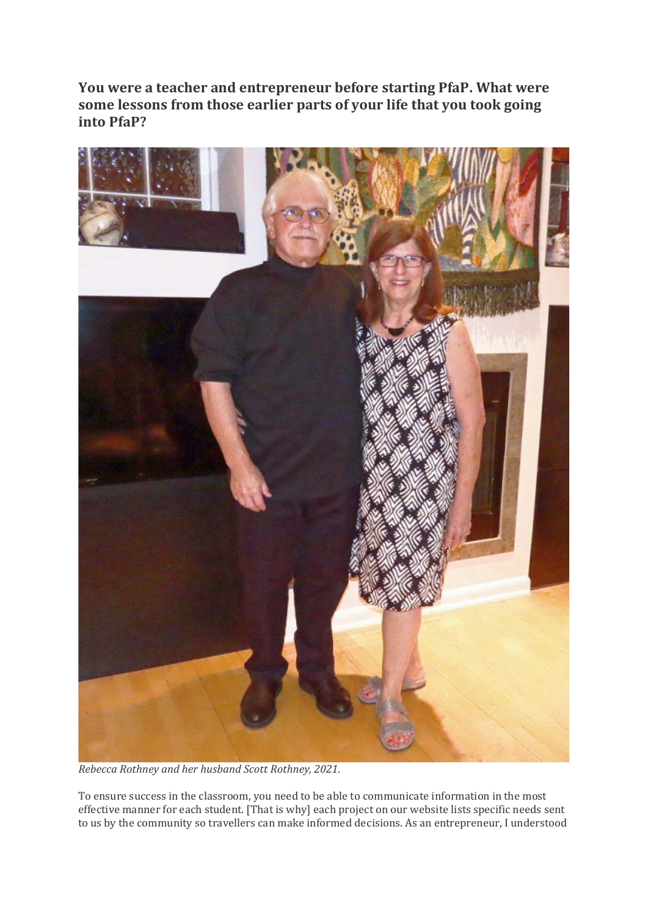**You were a teacher and entrepreneur before starting PfaP. What were some lessons from those earlier parts of your life that you took going into PfaP?**

*Rebecca Rothney and her husband Scott Rothney, 2021.*

To ensure success in the classroom, you need to be able to communicate information in the most effective manner for each student. [That is why] each project on our website lists specific needs sent to us by the community so travellers can make informed decisions. As an entrepreneur, I understood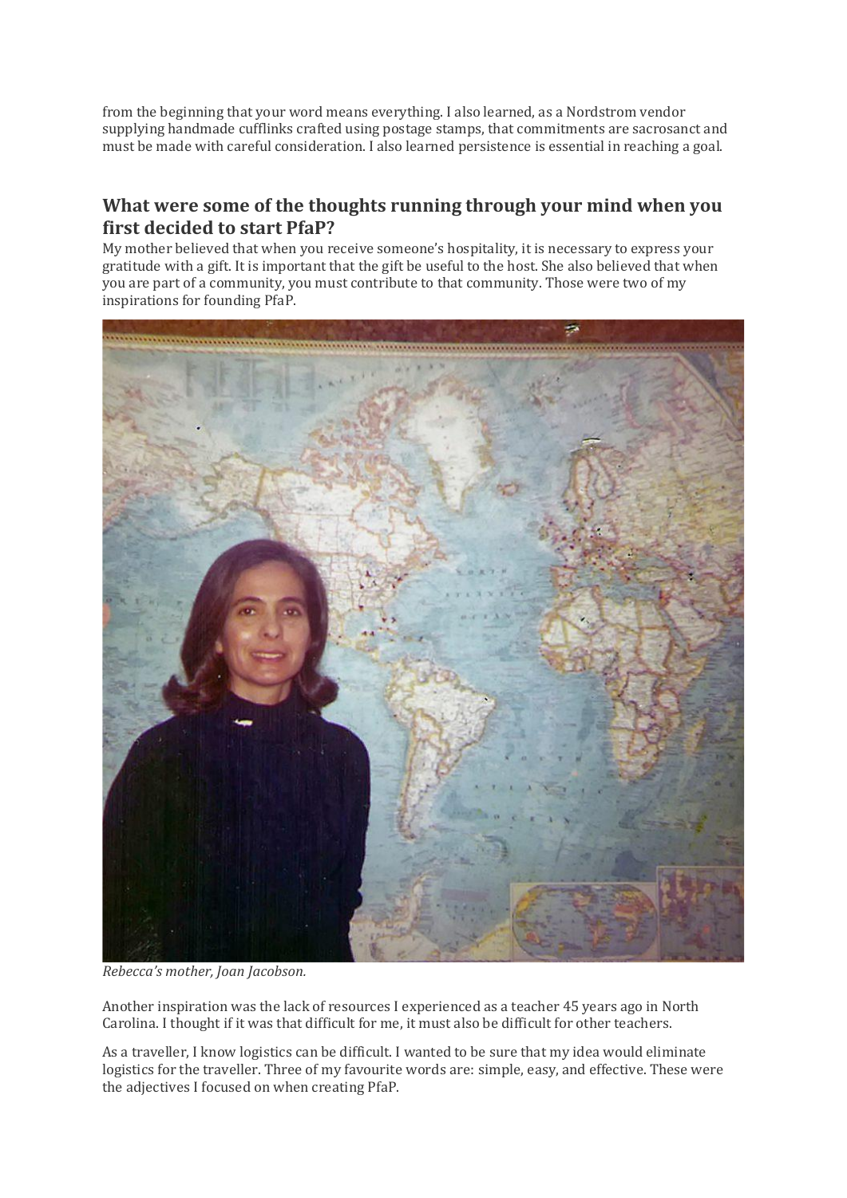from the beginning that your word means everything. I also learned, as a Nordstrom vendor supplying handmade cufflinks crafted using postage stamps, that commitments are sacrosanct and must be made with careful consideration. I also learned persistence is essential in reaching a goal.

## What were some of the thoughts running through your mind when you first decided to start PfaP?

My mother believed that when you receive someone's hospitality, it is necessary to express your gratitude with a gift. It is important that the gift be useful to the host. She also believed that when you are part of a community, you must contribute to that community. Those were two of my inspirations for founding PfaP.

*Rebecca's mother, Joan Jacobson.*

Another inspiration was the lack of resources I experienced as a teacher 45 years ago in North Carolina. I thought if it was that difficult for me, it must also be difficult for other teachers.

As a traveller, I know logistics can be difficult. I wanted to be sure that my idea would eliminate logistics for the traveller. Three of my favourite words are: simple, easy, and effective. These were the adjectives I focused on when creating PfaP.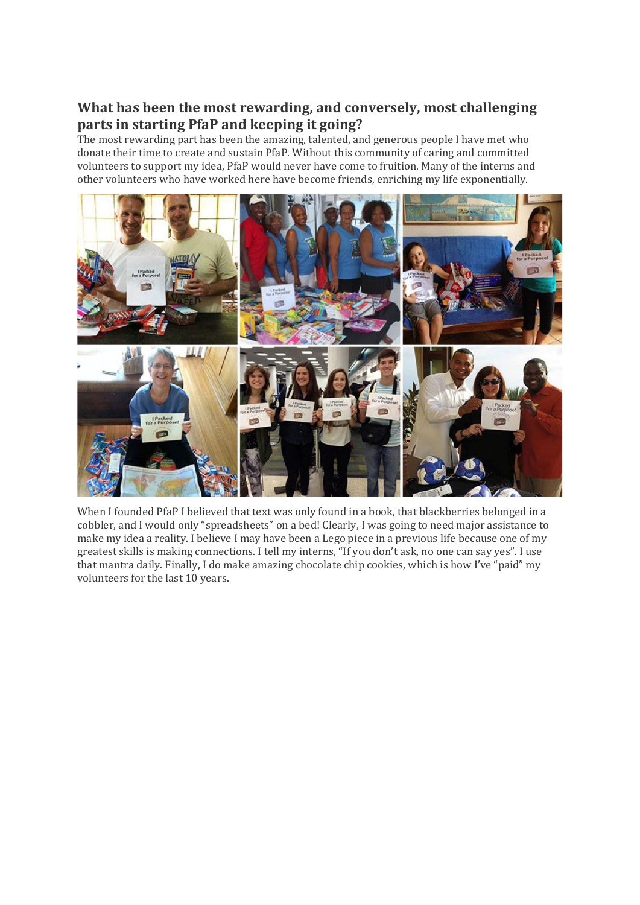## What has been the most rewarding, and conversely, most challenging parts in starting PfaP and keeping it going?

The most rewarding part has been the amazing, talented, and generous people I have met who donate their time to create and sustain PfaP. Without this community of caring and committed volunteers to support my idea, PfaP would never have come to fruition. Many of the interns and other volunteers who have worked here have become friends, enriching my life exponentially.

When I founded PfaP I believed that text was only found in a book, that blackberries belonged in a cobbler, and I would only "spreadsheets" on a bed! Clearly, I was going to need major assistance to make my idea a reality. I believe I may have been a Lego piece in a previous life because one of my greatest skills is making connections. I tell my interns, "If you don't ask, no one can say yes". I use that mantra daily. Finally, I do make amazing chocolate chip cookies, which is how I've "paid" my volunteers for the last 10 years.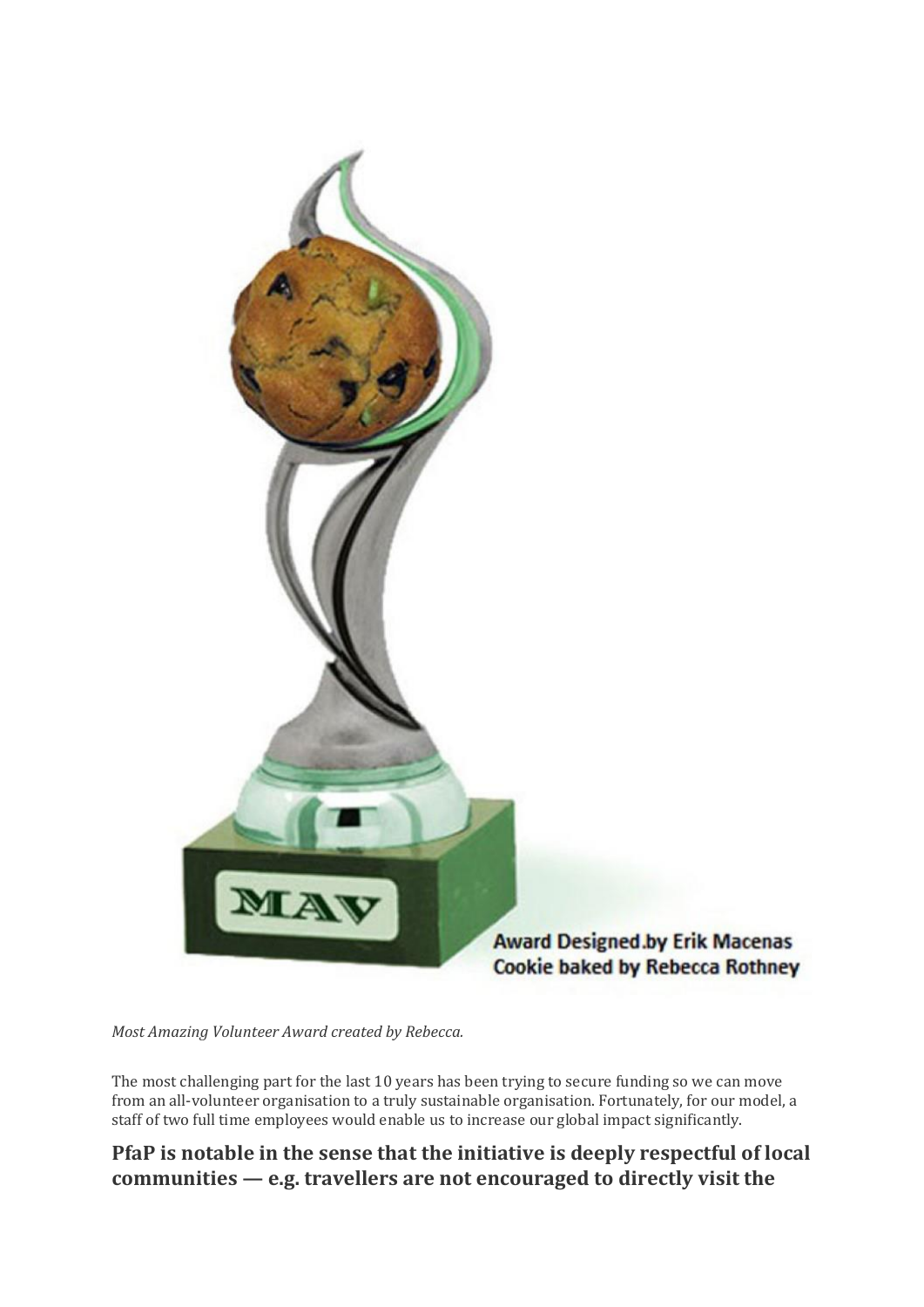*Most Amazing Volunteer Award created by Rebecca.*

The most challenging part for the last 10 years has been trying to secure funding so we can move from an all-volunteer organisation to a truly sustainable organisation. Fortunately, for our model, a staff of two full time employees would enable us to increase our global impact significantly.

**PfaP is notable in the sense that the initiative is deeply respectful of local communities — e.g. travellers are not encouraged to directly visit the**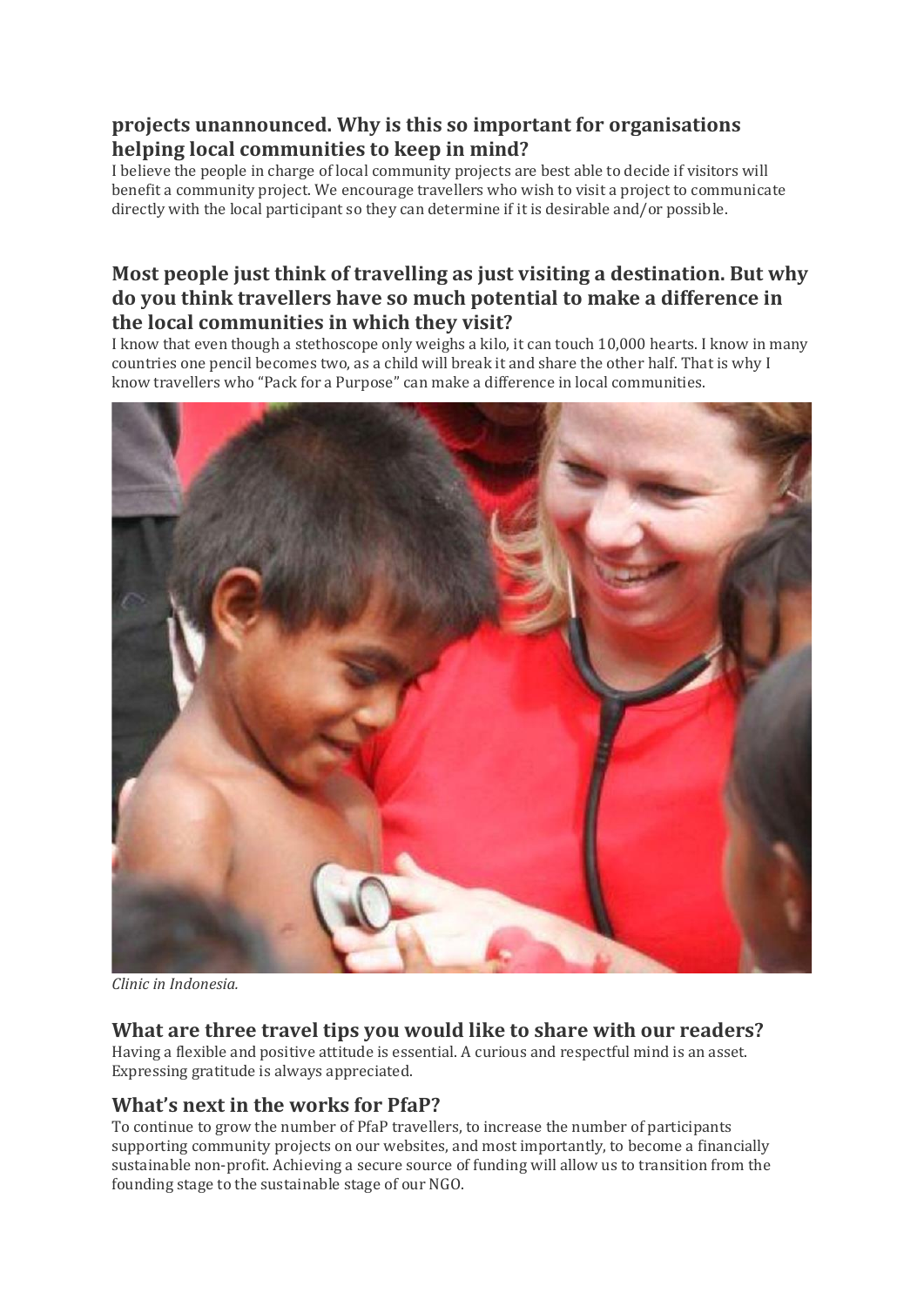### projects unannounced. Why is this so important for organisations helping local communities to keep in mind?

I believe the people in charge of local community projects are best able to decide if visitors will benefit a community project. We encourage travellers who wish to visit a project to communicate directly with the local participant so they can determine if it is desirable and/or possible.

### Most people just think of travelling as just visiting a destination. But why do you think travellers have so much potential to make a difference in the local communities in which they visit?

I know that even though a stethoscope only weighs a kilo, it can touch 10,000 hearts. I know in many countries one pencil becomes two, as a child will break it and share the other half. That is why I know travellers who "Pack for a Purpose" can make a difference in local communities.

*Clinic in Indonesia.*

### What are three travel tips you would like to share with our readers?

Having a flexible and positive attitude is essential. A curious and respectful mind is an asset. Expressing gratitude is always appreciated.

### What's next in the works for PfaP?

To continue to grow the number of PfaP travellers, to increase the number of participants supporting community projects on our websites, and most importantly, to become a financially sustainable non-profit. Achieving a secure source of funding will allow us to transition from the founding stage to the sustainable stage of our NGO.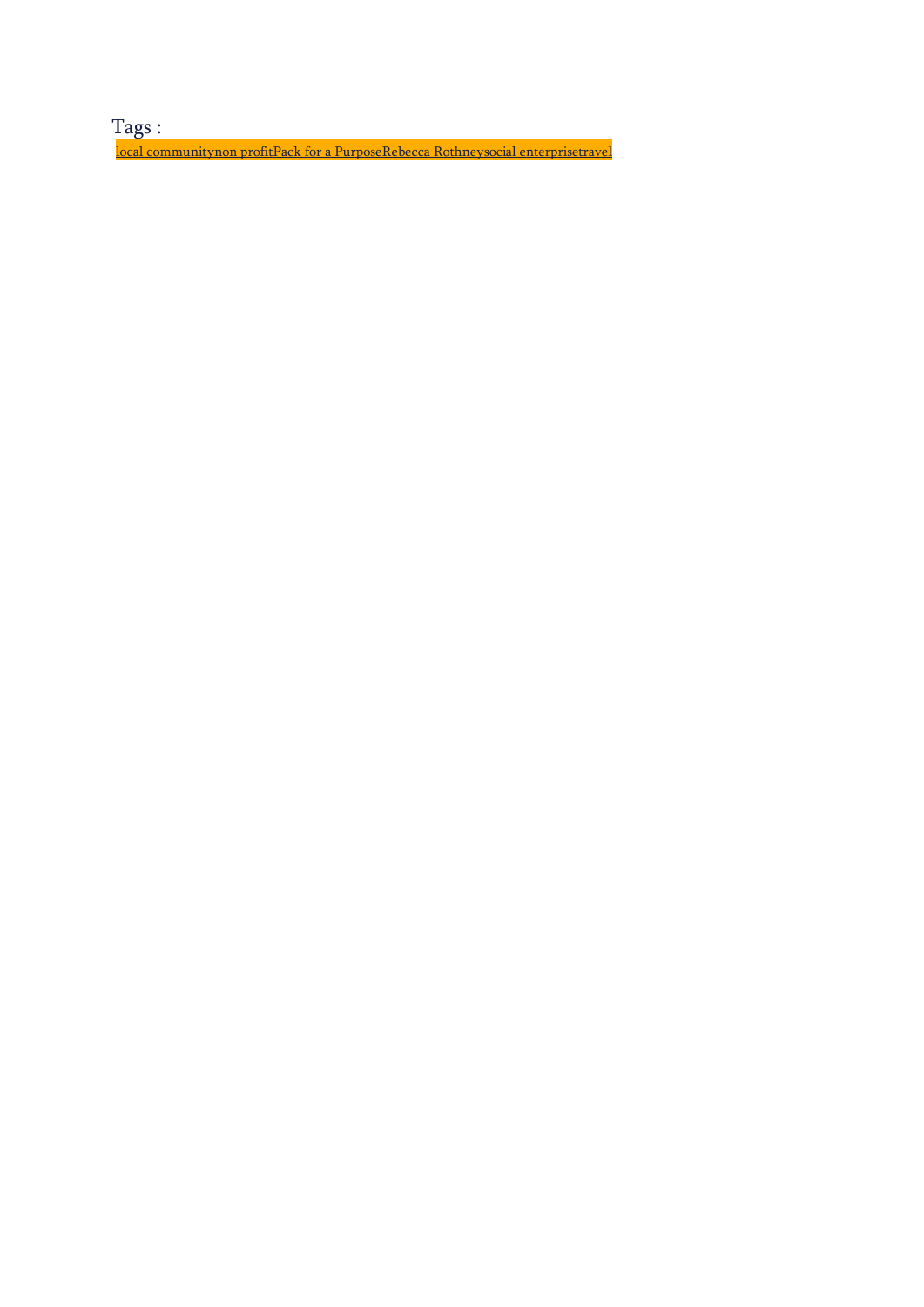Tags :

local communitynon profitPack for a PurposeRebecca Rothneysocial enterprisetravel